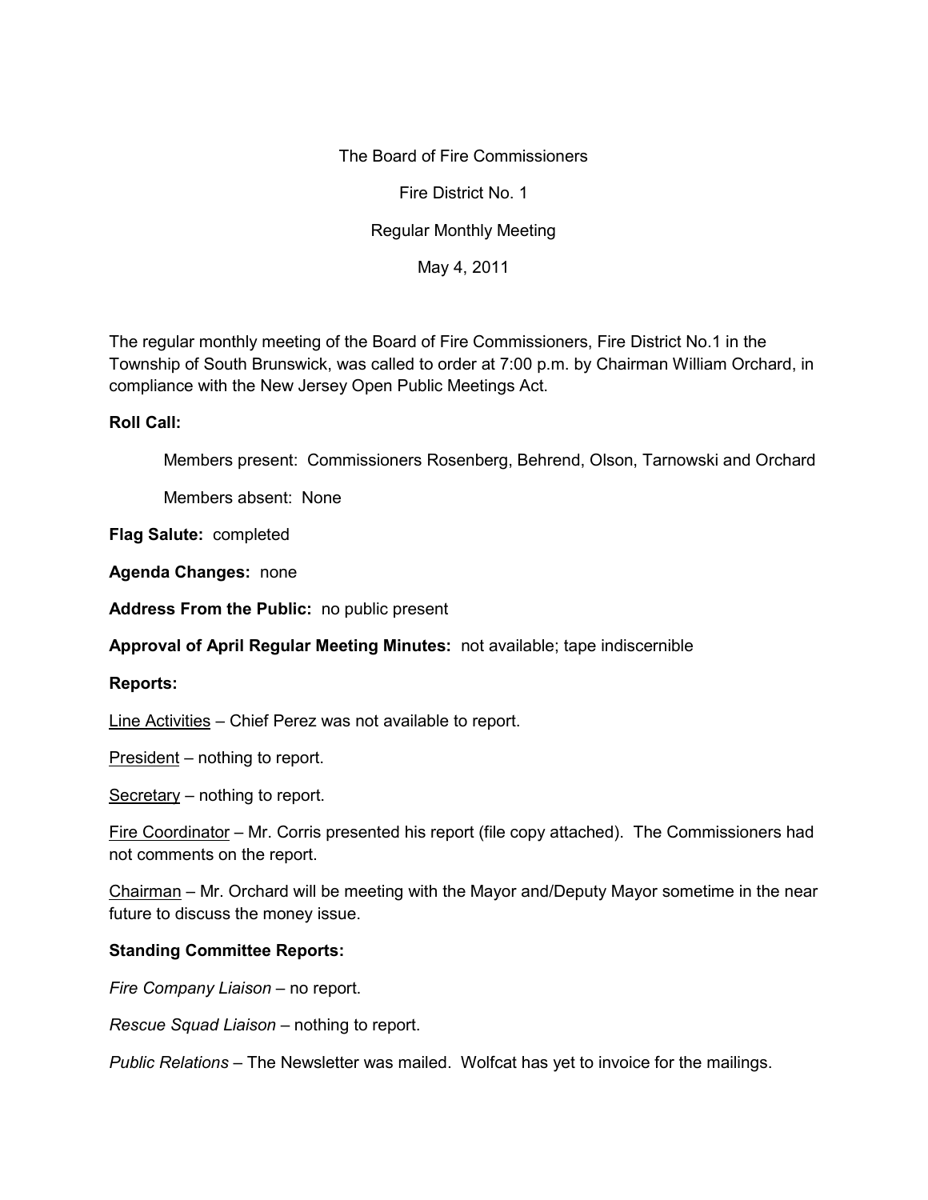The Board of Fire Commissioners

Fire District No. 1

Regular Monthly Meeting

May 4, 2011

The regular monthly meeting of the Board of Fire Commissioners, Fire District No.1 in the Township of South Brunswick, was called to order at 7:00 p.m. by Chairman William Orchard, in compliance with the New Jersey Open Public Meetings Act.

**Roll Call:**

Members present: Commissioners Rosenberg, Behrend, Olson, Tarnowski and Orchard

Members absent: None

**Flag Salute:** completed

**Agenda Changes:** none

**Address From the Public:** no public present

**Approval of April Regular Meeting Minutes:** not available; tape indiscernible

**Reports:**

Line Activities – Chief Perez was not available to report.

President – nothing to report.

Secretary – nothing to report.

Fire Coordinator – Mr. Corris presented his report (file copy attached). The Commissioners had not comments on the report.

Chairman – Mr. Orchard will be meeting with the Mayor and/Deputy Mayor sometime in the near future to discuss the money issue.

**Standing Committee Reports:**

*Fire Company Liaison* – no report.

*Rescue Squad Liaison* – nothing to report.

*Public Relations* – The Newsletter was mailed. Wolfcat has yet to invoice for the mailings.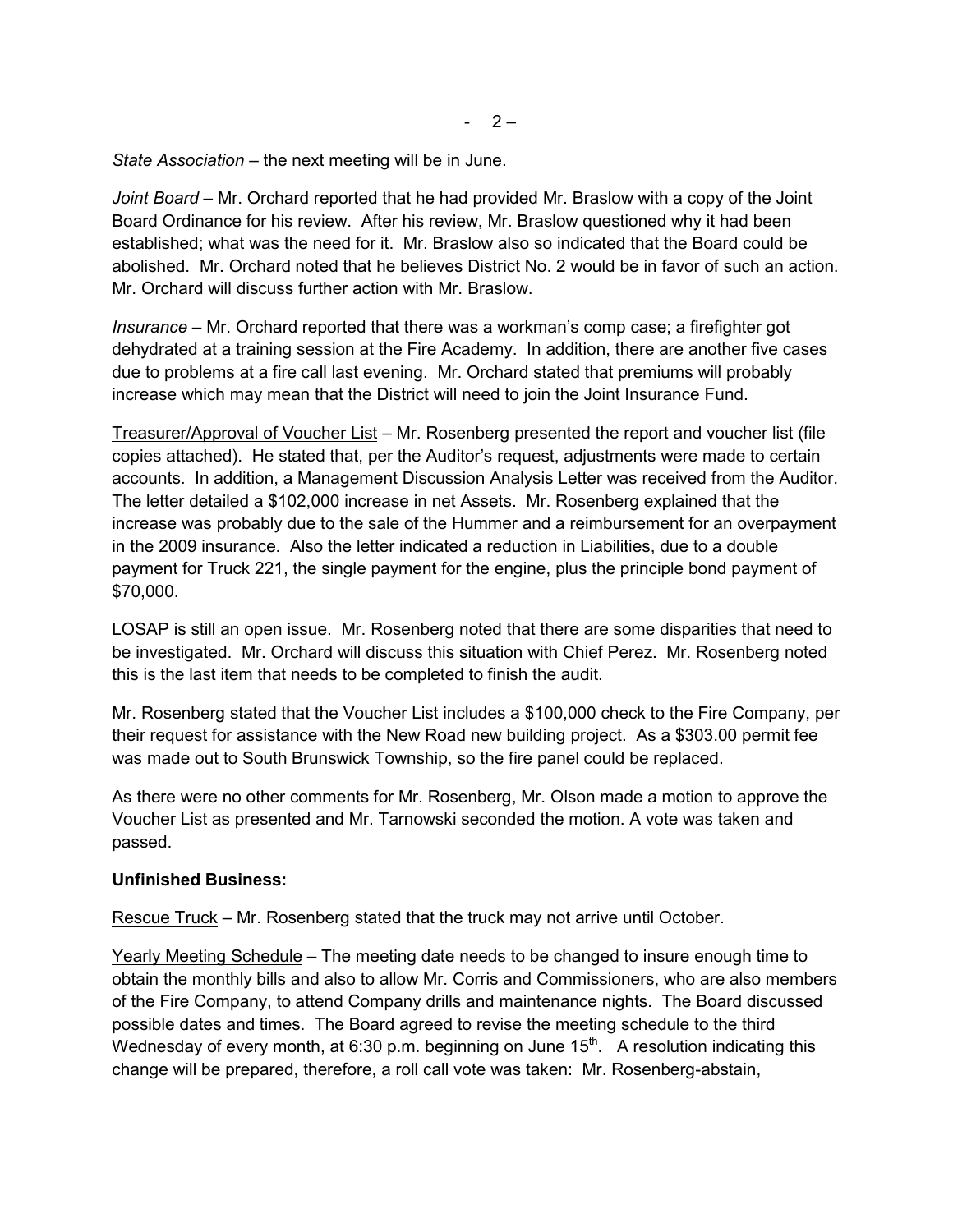*State Association* – the next meeting will be in June.

*Joint Board* – Mr. Orchard reported that he had provided Mr. Braslow with a copy of the Joint Board Ordinance for his review. After his review, Mr. Braslow questioned why it had been established; what was the need for it. Mr. Braslow also so indicated that the Board could be abolished. Mr. Orchard noted that he believes District No. 2 would be in favor of such an action. Mr. Orchard will discuss further action with Mr. Braslow.

*Insurance* – Mr. Orchard reported that there was a workman's comp case; a firefighter got dehydrated at a training session at the Fire Academy. In addition, there are another five cases due to problems at a fire call last evening. Mr. Orchard stated that premiums will probably increase which may mean that the District will need to join the Joint Insurance Fund.

<u>Treasurer/Approval of Voucher List</u> – Mr. Rosenberg presented the report and voucher list (file copies attached). He stated that, per the Auditor's request, adjustments were made to certain accounts. In addition, a Management Discussion Analysis Letter was received from the Auditor. The letter detailed a $102,000 increase in net Assets. Mr. Rosenberg explained that the increase was probably due to the sale of the Hummer and a reimbursement for an overpayment in the 2009 insurance. Also the letter indicated a reduction in Liabilities, due to a double payment for Truck 221, the single payment for the engine, plus the principle bond payment of $70,000.

LOSAP is still an open issue. Mr. Rosenberg noted that there are some disparities that need to be investigated. Mr. Orchard will discuss this situation with Chief Perez. Mr. Rosenberg noted this is the last item that needs to be completed to finish the audit.

Mr. Rosenberg stated that the Voucher List includes a $100,000 check to the Fire Company, per their request for assistance with the New Road new building project. As a $303.00 permit fee was made out to South Brunswick Township, so the fire panel could be replaced.

As there were no other comments for Mr. Rosenberg, Mr. Olson made a motion to approve the Voucher List as presented and Mr. Tarnowski seconded the motion. A vote was taken and passed.

**Unfinished Business:**

<u>Rescue Truck</u> – Mr. Rosenberg stated that the truck may not arrive until October.

<u>Yearly Meeting Schedule</u> – The meeting date needs to be changed to insure enough time to obtain the monthly bills and also to allow Mr. Corris and Commissioners, who are also members of the Fire Company, to attend Company drills and maintenance nights. The Board discussed possible dates and times. The Board agreed to revise the meeting schedule to the third Wednesday of every month, at 6:30 p.m. beginning on June 15th. A resolution indicating this change will be prepared, therefore, a roll call vote was taken: Mr. Rosenberg-abstain,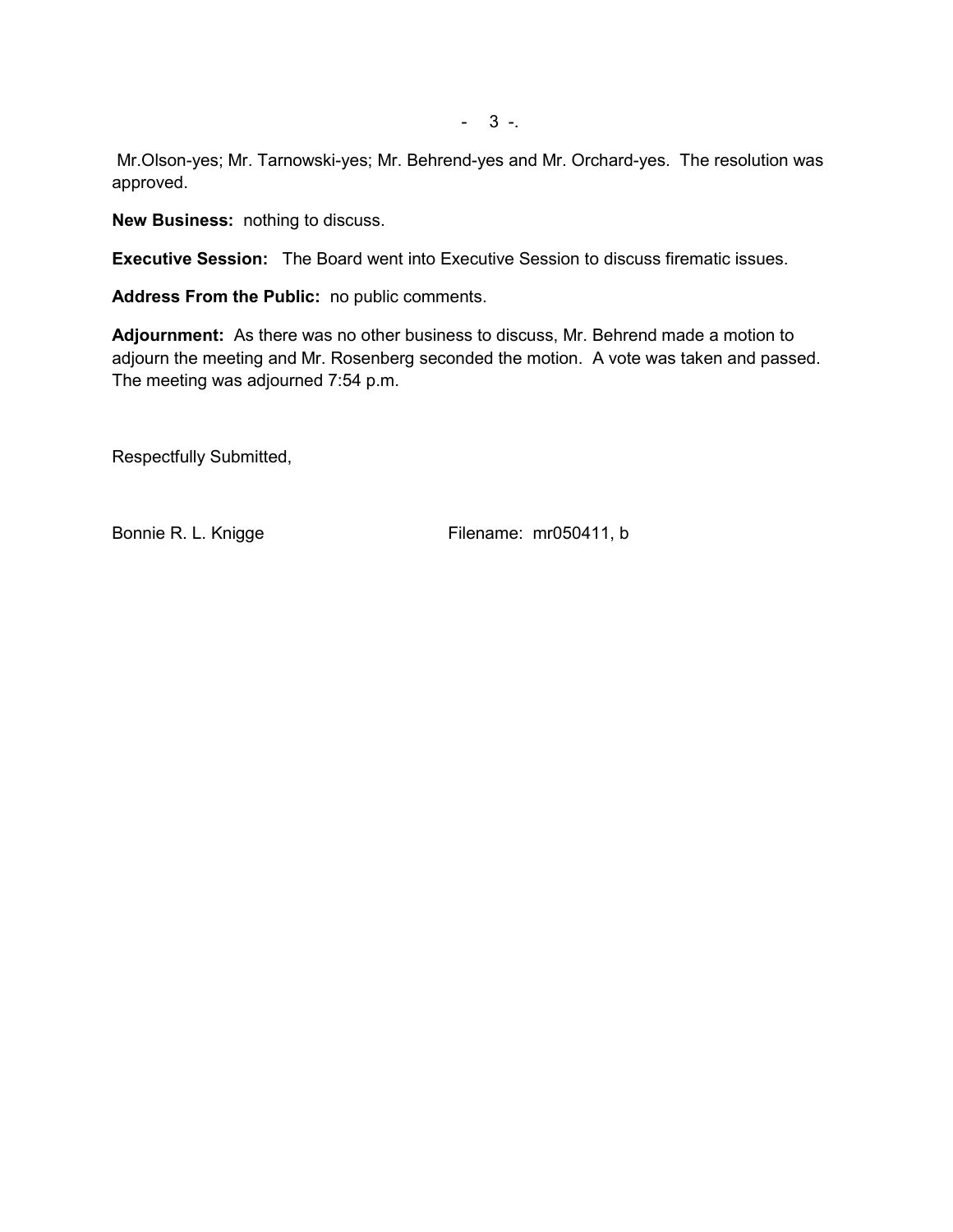Mr.Olson-yes; Mr. Tarnowski-yes; Mr. Behrend-yes and Mr. Orchard-yes. The resolution was approved.

**New Business:** nothing to discuss.

**Executive Session:** The Board went into Executive Session to discuss firematic issues.

**Address From the Public:** no public comments.

**Adjournment:** As there was no other business to discuss, Mr. Behrend made a motion to adjourn the meeting and Mr. Rosenberg seconded the motion. A vote was taken and passed. The meeting was adjourned 7:54 p.m.

Respectfully Submitted,

Bonnie R. L. Knigge                    Filename: mr050411, b